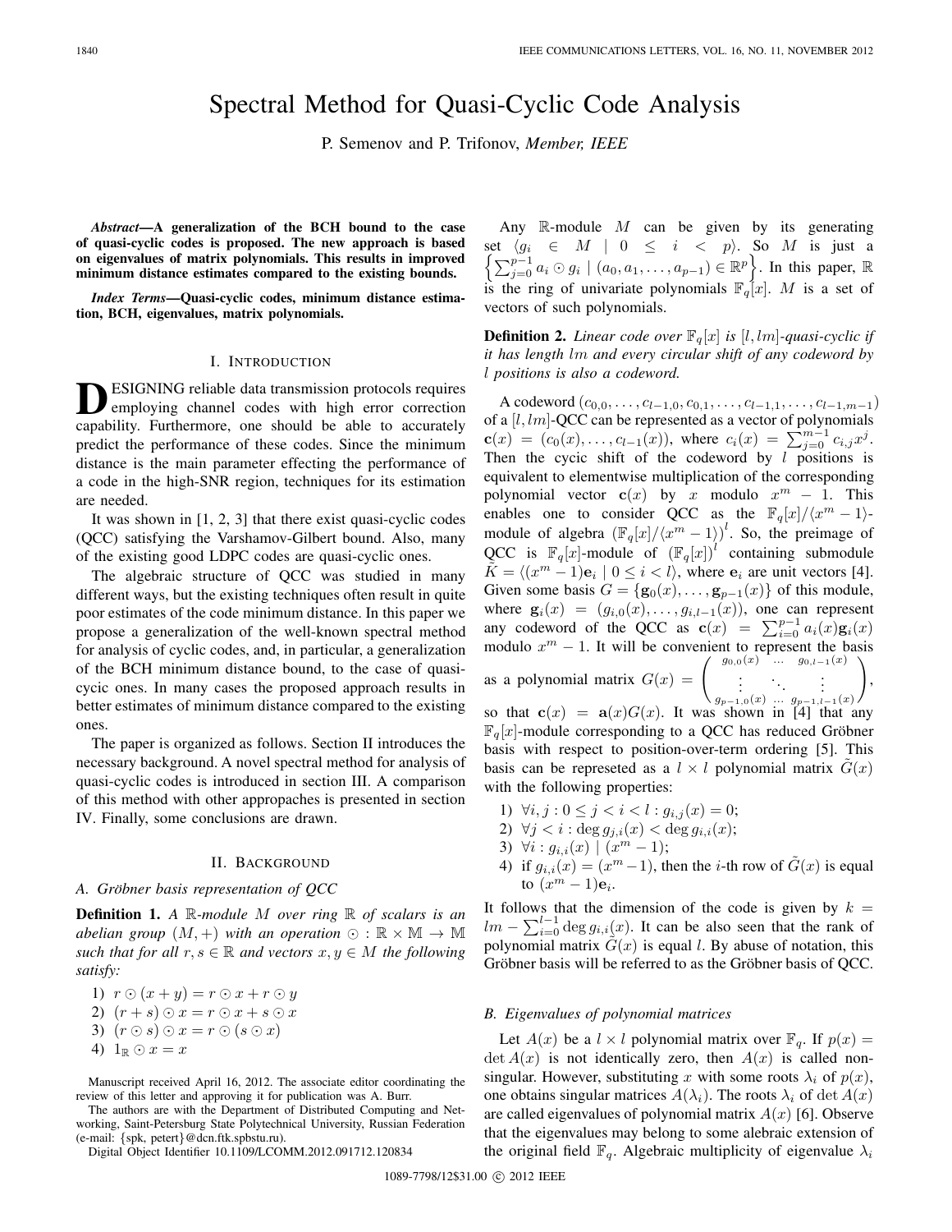# Spectral Method for Quasi-Cyclic Code Analysis

P. Semenov and P. Trifonov, *Member, IEEE*

***Abstract*—A generalization of the BCH bound to the case of quasi-cyclic codes is proposed. The new approach is based on eigenvalues of matrix polynomials. This results in improved minimum distance estimates compared to the existing bounds.**

***Index Terms*—Quasi-cyclic codes, minimum distance estimation, BCH, eigenvalues, matrix polynomials.**

## I. Introduction

Designing reliable data transmission protocols requires employing channel codes with high error correction capability. Furthermore, one should be able to accurately predict the performance of these codes. Since the minimum distance is the main parameter effecting the performance of a code in the high-SNR region, techniques for its estimation are needed.

It was shown in [1, 2, 3] that there exist quasi-cyclic codes (QCC) satisfying the Varshamov-Gilbert bound. Also, many of the existing good LDPC codes are quasi-cyclic ones.

The algebraic structure of QCC was studied in many different ways, but the existing techniques often result in quite poor estimates of the code minimum distance. In this paper we propose a generalization of the well-known spectral method for analysis of cyclic codes, and, in particular, a generalization of the BCH minimum distance bound, to the case of quasi-cycic ones. In many cases the proposed approach results in better estimates of minimum distance compared to the existing ones.

The paper is organized as follows. Section II introduces the necessary background. A novel spectral method for analysis of quasi-cyclic codes is introduced in section III. A comparison of this method with other appropaches is presented in section IV. Finally, some conclusions are drawn.

## II. Background

### A. Gröbner basis representation of QCC

**Definition 1.** *A $\mathbb{R}$-module $M$ over ring $\mathbb{R}$ of scalars is an abelian group $(M, +)$ with an operation $\odot : \mathbb{R} \times \mathbb{M} \to \mathbb{M}$ such that for all $r, s \in \mathbb{R}$ and vectors $x, y \in M$ the following satisfy:*

1) $r \odot (x + y) = r \odot x + r \odot y$
2) $(r + s) \odot x = r \odot x + s \odot x$
3) $(r \odot s) \odot x = r \odot (s \odot x)$
4) $1_{\mathbb{R}} \odot x = x$

Manuscript received April 16, 2012. The associate editor coordinating the review of this letter and approving it for publication was A. Burr.

The authors are with the Department of Distributed Computing and Networking, Saint-Petersburg State Polytechnical University, Russian Federation (e-mail: {spk, petert}@dcn.ftk.spbstu.ru).

Digital Object Identifier 10.1109/LCOMM.2012.091712.120834

Any $\mathbb{R}$-module $M$ can be given by its generating set $\langle g_i \in M \mid 0 \leq i < p \rangle$. So $M$ is just a $\left\{ \sum_{j=0}^{p-1} a_i \odot g_i \mid (a_0, a_1, \ldots, a_{p-1}) \in \mathbb{R}^p \right\}$. In this paper, $\mathbb{R}$ is the ring of univariate polynomials $\mathbb{F}_q[x]$. $M$ is a set of vectors of such polynomials.

**Definition 2.** *Linear code over $\mathbb{F}_q[x]$ is $[l, lm]$-quasi-cyclic if it has length $lm$ and every circular shift of any codeword by $l$ positions is also a codeword.*

A codeword $(c_{0,0}, \ldots, c_{l-1,0}, c_{0,1}, \ldots, c_{l-1,1}, \ldots, c_{l-1,m-1})$ of a $[l, lm]$-QCC can be represented as a vector of polynomials $\mathbf{c}(x) = (c_0(x), \ldots, c_{l-1}(x))$, where $c_i(x) = \sum_{j=0}^{m-1} c_{i,j} x^j$. Then the cycic shift of the codeword by $l$ positions is equivalent to elementwise multiplication of the corresponding polynomial vector $\mathbf{c}(x)$ by $x$ modulo $x^m - 1$. This enables one to consider QCC as the $\mathbb{F}_q[x]/\langle x^m - 1\rangle$-module of algebra $\left(\mathbb{F}_q[x]/\langle x^m - 1\rangle\right)^l$. So, the preimage of QCC is $\mathbb{F}_q[x]$-module of $(\mathbb{F}_q[x])^l$ containing submodule $\tilde{K} = \langle (x^m - 1)\mathbf{e}_i \mid 0 \leq i < l\rangle$, where $\mathbf{e}_i$ are unit vectors [4]. Given some basis $G = \{\mathbf{g}_0(x), \ldots, \mathbf{g}_{p-1}(x)\}$ of this module, where $\mathbf{g}_i(x) = (g_{i,0}(x), \ldots, g_{i,l-1}(x))$, one can represent any codeword of the QCC as $\mathbf{c}(x) = \sum_{i=0}^{p-1} a_i(x)\mathbf{g}_i(x)$ modulo $x^m - 1$. It will be convenient to represent the basis as a polynomial matrix $G(x) = \begin{pmatrix} g_{0,0}(x) & \ldots & g_{0,l-1}(x) \\ \vdots & \ddots & \vdots \\ g_{p-1,0}(x) & \ldots & g_{p-1,l-1}(x) \end{pmatrix}$, so that $\mathbf{c}(x) = \mathbf{a}(x)G(x)$. It was shown in [4] that any $\mathbb{F}_q[x]$-module corresponding to a QCC has reduced Gröbner basis with respect to position-over-term ordering [5]. This basis can be represeted as a $l \times l$ polynomial matrix $\tilde{G}(x)$ with the following properties:

1) $\forall i, j : 0 \leq j < i < l : g_{i,j}(x) = 0$;
2) $\forall j < i : \deg g_{j,i}(x) < \deg g_{i,i}(x)$;
3) $\forall i : g_{i,i}(x) \mid (x^m - 1)$;
4) if $g_{i,i}(x) = (x^m - 1)$, then the $i$-th row of $\tilde{G}(x)$ is equal to $(x^m - 1)\mathbf{e}_i$.

It follows that the dimension of the code is given by $k = lm - \sum_{i=0}^{l-1} \deg g_{i,i}(x)$. It can be also seen that the rank of polynomial matrix $\tilde{G}(x)$ is equal $l$. By abuse of notation, this Gröbner basis will be referred to as the Gröbner basis of QCC.

### B. Eigenvalues of polynomial matrices

Let $A(x)$ be a $l \times l$ polynomial matrix over $\mathbb{F}_q$. If $p(x) = \det A(x)$ is not identically zero, then $A(x)$ is called non-singular. However, substituting $x$ with some roots $\lambda_i$ of $p(x)$, one obtains singular matrices $A(\lambda_i)$. The roots $\lambda_i$ of $\det A(x)$ are called eigenvalues of polynomial matrix $A(x)$ [6]. Observe that the eigenvalues may belong to some alebraic extension of the original field $\mathbb{F}_q$. Algebraic multiplicity of eigenvalue $\lambda_i$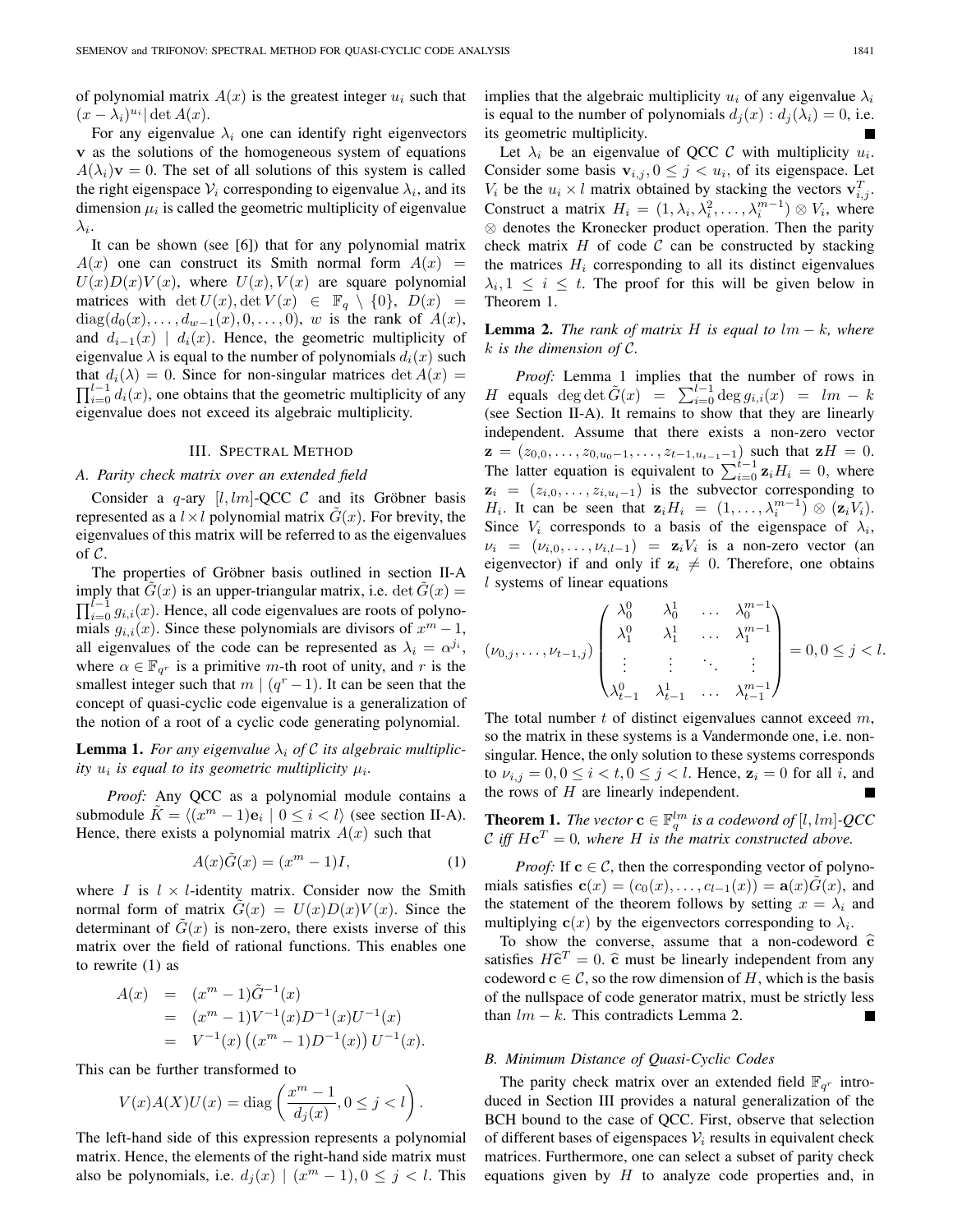of polynomial matrix $A(x)$ is the greatest integer $u_i$ such that $(x-\lambda_i)^{u_i} | \det A(x)$.

For any eigenvalue $\lambda_i$ one can identify right eigenvectors $\mathbf{v}$ as the solutions of the homogeneous system of equations $A(\lambda_i)\mathbf{v} = 0$. The set of all solutions of this system is called the right eigenspace $\mathcal{V}_i$ corresponding to eigenvalue $\lambda_i$, and its dimension $\mu_i$ is called the geometric multiplicity of eigenvalue $\lambda_i$.

It can be shown (see [6]) that for any polynomial matrix $A(x)$ one can construct its Smith normal form $A(x) = U(x)D(x)V(x)$, where $U(x), V(x)$ are square polynomial matrices with $\det U(x), \det V(x) \in \mathbb{F}_q \setminus \{0\}$, $D(x) = \operatorname{diag}(d_0(x), \ldots, d_{w-1}(x), 0, \ldots, 0)$, $w$ is the rank of $A(x)$, and $d_{i-1}(x) \mid d_i(x)$. Hence, the geometric multiplicity of eigenvalue $\lambda$ is equal to the number of polynomials $d_i(x)$ such that $d_i(\lambda) = 0$. Since for non-singular matrices $\det A(x) = \prod_{i=0}^{l-1} d_i(x)$, one obtains that the geometric multiplicity of any eigenvalue does not exceed its algebraic multiplicity.

## III. Spectral Method

### A. Parity check matrix over an extended field

Consider a $q$-ary $[l, lm]$-QCC $\mathcal{C}$ and its Gröbner basis represented as a $l \times l$ polynomial matrix $\tilde{G}(x)$. For brevity, the eigenvalues of this matrix will be referred to as the eigenvalues of $\mathcal{C}$.

The properties of Gröbner basis outlined in section II-A imply that $\tilde{G}(x)$ is an upper-triangular matrix, i.e. $\det \tilde{G}(x) = \prod_{i=0}^{l-1} g_{i,i}(x)$. Hence, all code eigenvalues are roots of polynomials $g_{i,i}(x)$. Since these polynomials are divisors of $x^m - 1$, all eigenvalues of the code can be represented as $\lambda_i = \alpha^{j_i}$, where $\alpha \in \mathbb{F}_{q^r}$ is a primitive $m$-th root of unity, and $r$ is the smallest integer such that $m \mid (q^r - 1)$. It can be seen that the concept of quasi-cyclic code eigenvalue is a generalization of the notion of a root of a cyclic code generating polynomial.

**Lemma 1.** *For any eigenvalue $\lambda_i$ of $\mathcal{C}$ its algebraic multiplicity $u_i$ is equal to its geometric multiplicity $\mu_i$.*

*Proof:* Any QCC as a polynomial module contains a submodule $\tilde{K} = \langle (x^m - 1)\mathbf{e}_i \mid 0 \le i < l \rangle$ (see section II-A). Hence, there exists a polynomial matrix $A(x)$ such that

$$A(x)\tilde{G}(x) = (x^m - 1)I, \tag{1}$$

where $I$ is $l \times l$-identity matrix. Consider now the Smith normal form of matrix $\tilde{G}(x) = U(x)D(x)V(x)$. Since the determinant of $\tilde{G}(x)$ is non-zero, there exists inverse of this matrix over the field of rational functions. This enables one to rewrite (1) as

$$\begin{aligned} A(x) &= (x^m - 1)\tilde{G}^{-1}(x) \\ &= (x^m - 1)V^{-1}(x)D^{-1}(x)U^{-1}(x) \\ &= V^{-1}(x)\left((x^m - 1)D^{-1}(x)\right)U^{-1}(x). \end{aligned}$$

This can be further transformed to

$$V(x)A(X)U(x) = \operatorname{diag}\left(\frac{x^m - 1}{d_j(x)}, 0 \le j < l\right).$$

The left-hand side of this expression represents a polynomial matrix. Hence, the elements of the right-hand side matrix must also be polynomials, i.e. $d_j(x) \mid (x^m - 1), 0 \le j < l$. This implies that the algebraic multiplicity $u_i$ of any eigenvalue $\lambda_i$ is equal to the number of polynomials $d_j(x) : d_j(\lambda_i) = 0$, i.e. its geometric multiplicity. ■

Let $\lambda_i$ be an eigenvalue of QCC $\mathcal{C}$ with multiplicity $u_i$. Consider some basis $\mathbf{v}_{i,j}, 0 \le j < u_i$, of its eigenspace. Let $V_i$ be the $u_i \times l$ matrix obtained by stacking the vectors $\mathbf{v}_{i,j}^T$. Construct a matrix $H_i = (1, \lambda_i, \lambda_i^2, \ldots, \lambda_i^{m-1}) \otimes V_i$, where $\otimes$ denotes the Kronecker product operation. Then the parity check matrix $H$ of code $\mathcal{C}$ can be constructed by stacking the matrices $H_i$ corresponding to all its distinct eigenvalues $\lambda_i, 1 \le i \le t$. The proof for this will be given below in Theorem 1.

**Lemma 2.** *The rank of matrix $H$ is equal to $lm - k$, where $k$ is the dimension of $\mathcal{C}$.*

*Proof:* Lemma 1 implies that the number of rows in $H$ equals $\deg \det \tilde{G}(x) = \sum_{i=0}^{l-1} \deg g_{i,i}(x) = lm - k$ (see Section II-A). It remains to show that they are linearly independent. Assume that there exists a non-zero vector $\mathbf{z} = (z_{0,0}, \ldots, z_{0,u_0-1}, \ldots, z_{t-1,u_{t-1}-1})$ such that $\mathbf{z}H = 0$. The latter equation is equivalent to $\sum_{i=0}^{t-1} \mathbf{z}_i H_i = 0$, where $\mathbf{z}_i = (z_{i,0}, \ldots, z_{i,u_i-1})$ is the subvector corresponding to $H_i$. It can be seen that $\mathbf{z}_i H_i = (1, \ldots, \lambda_i^{m-1}) \otimes (\mathbf{z}_i V_i)$. Since $V_i$ corresponds to a basis of the eigenspace of $\lambda_i$, $\nu_i = (\nu_{i,0}, \ldots, \nu_{i,l-1}) = \mathbf{z}_i V_i$ is a non-zero vector (an eigenvector) if and only if $\mathbf{z}_i \neq 0$. Therefore, one obtains $l$ systems of linear equations

$$(\nu_{0,j}, \ldots, \nu_{t-1,j}) \begin{pmatrix} \lambda_0^0 & \lambda_0^1 & \ldots & \lambda_0^{m-1} \\ \lambda_1^0 & \lambda_1^1 & \ldots & \lambda_1^{m-1} \\ \vdots & \vdots & \ddots & \vdots \\ \lambda_{t-1}^0 & \lambda_{t-1}^1 & \ldots & \lambda_{t-1}^{m-1} \end{pmatrix} = 0, 0 \le j < l.$$

The total number $t$ of distinct eigenvalues cannot exceed $m$, so the matrix in these systems is a Vandermonde one, i.e. non-singular. Hence, the only solution to these systems corresponds to $\nu_{i,j} = 0, 0 \le i < t, 0 \le j < l$. Hence, $\mathbf{z}_i = 0$ for all $i$, and the rows of $H$ are linearly independent. ■

**Theorem 1.** *The vector $\mathbf{c} \in \mathbb{F}_q^{lm}$ is a codeword of $[l, lm]$-QCC $\mathcal{C}$ iff $H\mathbf{c}^T = 0$, where $H$ is the matrix constructed above.*

*Proof:* If $\mathbf{c} \in \mathcal{C}$, then the corresponding vector of polynomials satisfies $\mathbf{c}(x) = (c_0(x), \ldots, c_{l-1}(x)) = \mathbf{a}(x)\tilde{G}(x)$, and the statement of the theorem follows by setting $x = \lambda_i$ and multiplying $\mathbf{c}(x)$ by the eigenvectors corresponding to $\lambda_i$.

To show the converse, assume that a non-codeword $\widehat{\mathbf{c}}$ satisfies $H\widehat{\mathbf{c}}^T = 0$. $\widehat{\mathbf{c}}$ must be linearly independent from any codeword $\mathbf{c} \in \mathcal{C}$, so the row dimension of $H$, which is the basis of the nullspace of code generator matrix, must be strictly less than $lm - k$. This contradicts Lemma 2. ■

### B. Minimum Distance of Quasi-Cyclic Codes

The parity check matrix over an extended field $\mathbb{F}_{q^r}$ introduced in Section III provides a natural generalization of the BCH bound to the case of QCC. First, observe that selection of different bases of eigenspaces $\mathcal{V}_i$ results in equivalent check matrices. Furthermore, one can select a subset of parity check equations given by $H$ to analyze code properties and, in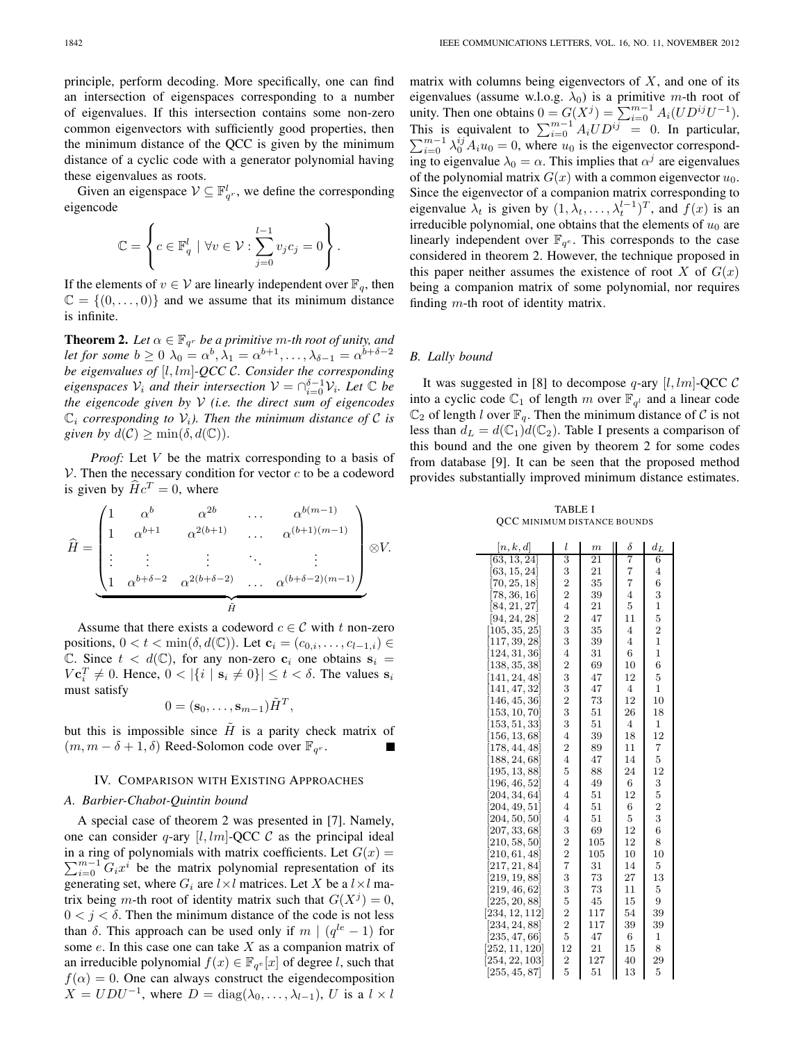principle, perform decoding. More specifically, one can find an intersection of eigenspaces corresponding to a number of eigenvalues. If this intersection contains some non-zero common eigenvectors with sufficiently good properties, then the minimum distance of the QCC is given by the minimum distance of a cyclic code with a generator polynomial having these eigenvalues as roots.

Given an eigenspace $\mathcal{V} \subseteq \mathbb{F}_{q^r}^l$, we define the corresponding eigencode

$$\mathbb{C} = \left\{ c \in \mathbb{F}_q^l \mid \forall v \in \mathcal{V} : \sum_{j=0}^{l-1} v_j c_j = 0 \right\}.$$

If the elements of $v \in \mathcal{V}$ are linearly independent over $\mathbb{F}_q$, then $\mathbb{C} = \{(0, \ldots, 0)\}$ and we assume that its minimum distance is infinite.

**Theorem 2.** *Let $\alpha \in \mathbb{F}_{q^r}$ be a primitive $m$-th root of unity, and let for some $b \geq 0$ $\lambda_0 = \alpha^b, \lambda_1 = \alpha^{b+1}, \ldots, \lambda_{\delta-1} = \alpha^{b+\delta-2}$ be eigenvalues of $[l, lm]$-QCC $\mathcal{C}$. Consider the corresponding eigenspaces $\mathcal{V}_i$ and their intersection $\mathcal{V} = \cap_{i=0}^{\delta-1} \mathcal{V}_i$. Let $\mathbb{C}$ be the eigencode given by $\mathcal{V}$ (i.e. the direct sum of eigencodes $\mathbb{C}_i$ corresponding to $\mathcal{V}_i$). Then the minimum distance of $\mathcal{C}$ is given by $d(\mathcal{C}) \geq \min(\delta, d(\mathbb{C}))$.*

*Proof:* Let $V$ be the matrix corresponding to a basis of $\mathcal{V}$. Then the necessary condition for vector $c$ to be a codeword is given by $\widehat{H} c^T = 0$, where

$$\widehat{H} = \underbrace{\begin{pmatrix} 1 & \alpha^b & \alpha^{2b} & \ldots & \alpha^{b(m-1)} \\ 1 & \alpha^{b+1} & \alpha^{2(b+1)} & \ldots & \alpha^{(b+1)(m-1)} \\ \vdots & \vdots & \vdots & \ddots & \vdots \\ 1 & \alpha^{b+\delta-2} & \alpha^{2(b+\delta-2)} & \ldots & \alpha^{(b+\delta-2)(m-1)} \end{pmatrix}}_{\tilde{H}} \otimes V.$$

Assume that there exists a codeword $c \in \mathcal{C}$ with $t$ non-zero positions, $0 < t < \min(\delta, d(\mathbb{C}))$. Let $\mathbf{c}_i = (c_{0,i}, \ldots, c_{l-1,i}) \in \mathbb{C}$. Since $t < d(\mathbb{C})$, for any non-zero $\mathbf{c}_i$ one obtains $\mathbf{s}_i = V\mathbf{c}_i^T \neq 0$. Hence, $0 < |\{i \mid \mathbf{s}_i \neq 0\}| \leq t < \delta$. The values $\mathbf{s}_i$ must satisfy

$$0 = (\mathbf{s}_0, \ldots, \mathbf{s}_{m-1})\tilde{H}^T,$$

but this is impossible since $\tilde{H}$ is a parity check matrix of $(m, m-\delta+1, \delta)$ Reed-Solomon code over $\mathbb{F}_{q^r}$. ■

## IV. Comparison with Existing Approaches

### A. Barbier-Chabot-Quintin bound

A special case of theorem 2 was presented in [7]. Namely, one can consider $q$-ary $[l, lm]$-QCC $\mathcal{C}$ as the principal ideal in a ring of polynomials with matrix coefficients. Let $G(x) = \sum_{i=0}^{m-1} G_i x^i$ be the matrix polynomial representation of its generating set, where $G_i$ are $l \times l$ matrices. Let $X$ be a $l \times l$ matrix being $m$-th root of identity matrix such that $G(X^j) = 0$, $0 < j < \delta$. Then the minimum distance of the code is not less than $\delta$. This approach can be used only if $m \mid (q^{le} - 1)$ for some $e$. In this case one can take $X$ as a companion matrix of an irreducible polynomial $f(x) \in \mathbb{F}_{q^e}[x]$ of degree $l$, such that $f(\alpha) = 0$. One can always construct the eigendecomposition $X = UDU^{-1}$, where $D = \text{diag}(\lambda_0, \ldots, \lambda_{l-1})$, $U$ is a $l \times l$ matrix with columns being eigenvectors of $X$, and one of its eigenvalues (assume w.l.o.g. $\lambda_0$) is a primitive $m$-th root of unity. Then one obtains $0 = G(X^j) = \sum_{i=0}^{m-1} A_i (UD^{ij}U^{-1})$. This is equivalent to $\sum_{i=0}^{m-1} A_i UD^{ij} = 0$. In particular, $\sum_{i=0}^{m-1} \lambda_0^{ij} A_i u_0 = 0$, where $u_0$ is the eigenvector corresponding to eigenvalue $\lambda_0 = \alpha$. This implies that $\alpha^j$ are eigenvalues of the polynomial matrix $G(x)$ with a common eigenvector $u_0$. Since the eigenvector of a companion matrix corresponding to eigenvalue $\lambda_t$ is given by $(1, \lambda_t, \ldots, \lambda_t^{l-1})^T$, and $f(x)$ is an irreducible polynomial, one obtains that the elements of $u_0$ are linearly independent over $\mathbb{F}_{q^e}$. This corresponds to the case considered in theorem 2. However, the technique proposed in this paper neither assumes the existence of root $X$ of $G(x)$ being a companion matrix of some polynomial, nor requires finding $m$-th root of identity matrix.

### B. Lally bound

It was suggested in [8] to decompose $q$-ary $[l, lm]$-QCC $\mathcal{C}$ into a cyclic code $\mathbb{C}_1$ of length $m$ over $\mathbb{F}_{q^l}$ and a linear code $\mathbb{C}_2$ of length $l$ over $\mathbb{F}_q$. Then the minimum distance of $\mathcal{C}$ is not less than $d_L = d(\mathbb{C}_1)d(\mathbb{C}_2)$. Table I presents a comparison of this bound and the one given by theorem 2 for some codes from database [9]. It can be seen that the proposed method provides substantially improved minimum distance estimates.

TABLE I
QCC minimum distance bounds

| $[n, k, d]$ | $l$ | $m$ | $\delta$ | $d_L$ |
|---|---|---|---|---|
| [63, 13, 24] | 3 | 21 | 7 | 6 |
| [63, 15, 24] | 3 | 21 | 7 | 4 |
| [70, 25, 18] | 2 | 35 | 7 | 6 |
| [78, 36, 16] | 2 | 39 | 4 | 3 |
| [84, 21, 27] | 4 | 21 | 5 | 1 |
| [94, 24, 28] | 2 | 47 | 11 | 5 |
| [105, 35, 25] | 3 | 35 | 4 | 2 |
| [117, 39, 28] | 3 | 39 | 4 | 1 |
| [124, 31, 36] | 4 | 31 | 6 | 1 |
| [138, 35, 38] | 2 | 69 | 10 | 6 |
| [141, 24, 48] | 3 | 47 | 12 | 5 |
| [141, 47, 32] | 3 | 47 | 4 | 1 |
| [146, 45, 36] | 2 | 73 | 12 | 10 |
| [153, 10, 70] | 3 | 51 | 26 | 18 |
| [153, 51, 33] | 3 | 51 | 4 | 1 |
| [156, 13, 68] | 4 | 39 | 18 | 12 |
| [178, 44, 48] | 2 | 89 | 11 | 7 |
| [188, 24, 68] | 4 | 47 | 14 | 5 |
| [195, 13, 88] | 5 | 88 | 24 | 12 |
| [196, 46, 52] | 4 | 49 | 6 | 3 |
| [204, 34, 64] | 4 | 51 | 12 | 5 |
| [204, 49, 51] | 4 | 51 | 6 | 2 |
| [204, 50, 50] | 4 | 51 | 5 | 3 |
| [207, 33, 68] | 3 | 69 | 12 | 6 |
| [210, 58, 50] | 2 | 105 | 12 | 8 |
| [210, 61, 48] | 2 | 105 | 10 | 10 |
| [217, 21, 84] | 7 | 31 | 14 | 5 |
| [219, 19, 88] | 3 | 73 | 27 | 13 |
| [219, 46, 62] | 3 | 73 | 11 | 5 |
| [225, 20, 88] | 5 | 45 | 15 | 9 |
| [234, 12, 112] | 2 | 117 | 54 | 39 |
| [234, 24, 88] | 2 | 117 | 39 | 39 |
| [235, 47, 66] | 5 | 47 | 6 | 1 |
| [252, 11, 120] | 12 | 21 | 15 | 8 |
| [254, 22, 103] | 2 | 127 | 40 | 29 |
| [255, 45, 87] | 5 | 51 | 13 | 5 |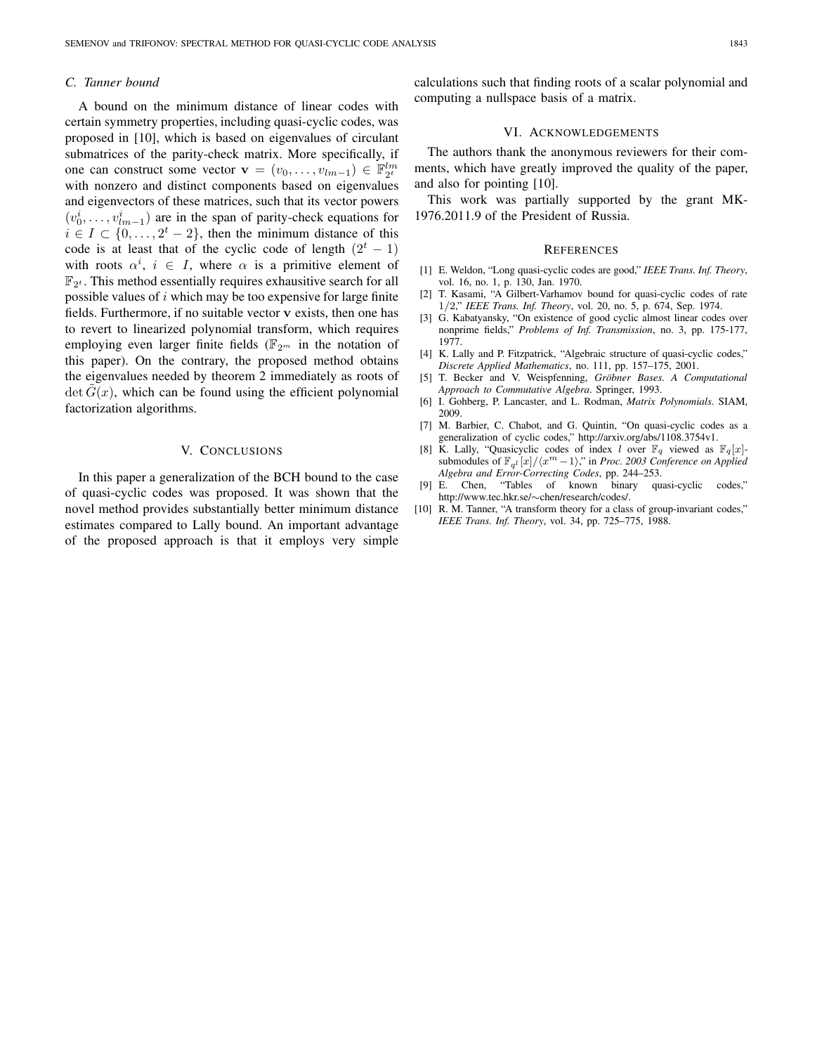### C. Tanner bound

A bound on the minimum distance of linear codes with certain symmetry properties, including quasi-cyclic codes, was proposed in [10], which is based on eigenvalues of circulant submatrices of the parity-check matrix. More specifically, if one can construct some vector $\mathbf{v} = (v_0, \ldots, v_{lm-1}) \in \mathbb{F}_{2^t}^{lm}$ with nonzero and distinct components based on eigenvalues and eigenvectors of these matrices, such that its vector powers $(v_0^i, \ldots, v_{lm-1}^i)$ are in the span of parity-check equations for $i \in I \subset \{0, \ldots, 2^t - 2\}$, then the minimum distance of this code is at least that of the cyclic code of length $(2^t - 1)$ with roots $\alpha^i$, $i \in I$, where $\alpha$ is a primitive element of $\mathbb{F}_{2^t}$. This method essentially requires exhaustive search for all possible values of $i$ which may be too expensive for large finite fields. Furthermore, if no suitable vector $\mathbf{v}$ exists, then one has to revert to linearized polynomial transform, which requires employing even larger finite fields ($\mathbb{F}_{2^m}$ in the notation of this paper). On the contrary, the proposed method obtains the eigenvalues needed by theorem 2 immediately as roots of $\det \tilde{G}(x)$, which can be found using the efficient polynomial factorization algorithms.

## V. Conclusions

In this paper a generalization of the BCH bound to the case of quasi-cyclic codes was proposed. It was shown that the novel method provides substantially better minimum distance estimates compared to Lally bound. An important advantage of the proposed approach is that it employs very simple calculations such that finding roots of a scalar polynomial and computing a nullspace basis of a matrix.

## VI. Acknowledgements

The authors thank the anonymous reviewers for their comments, which have greatly improved the quality of the paper, and also for pointing [10].

This work was partially supported by the grant MK-1976.2011.9 of the President of Russia.

## References

[1] E. Weldon, "Long quasi-cyclic codes are good," *IEEE Trans. Inf. Theory*, vol. 16, no. 1, p. 130, Jan. 1970.

[2] T. Kasami, "A Gilbert-Varhamov bound for quasi-cyclic codes of rate $1/2$," *IEEE Trans. Inf. Theory*, vol. 20, no. 5, p. 674, Sep. 1974.

[3] G. Kabatyansky, "On existence of good cyclic almost linear codes over nonprime fields," *Problems of Inf. Transmission*, no. 3, pp. 175-177, 1977.

[4] K. Lally and P. Fitzpatrick, "Algebraic structure of quasi-cyclic codes," *Discrete Applied Mathematics*, no. 111, pp. 157–175, 2001.

[5] T. Becker and V. Weispfenning, *Gröbner Bases. A Computational Approach to Commutative Algebra*. Springer, 1993.

[6] I. Gohberg, P. Lancaster, and L. Rodman, *Matrix Polynomials*. SIAM, 2009.

[7] M. Barbier, C. Chabot, and G. Quintin, "On quasi-cyclic codes as a generalization of cyclic codes," http://arxiv.org/abs/1108.3754v1.

[8] K. Lally, "Quasicyclic codes of index $l$ over $\mathbb{F}_q$ viewed as $\mathbb{F}_q[x]$-submodules of $\mathbb{F}_{q^l}[x]/\langle x^m - 1\rangle$," in *Proc. 2003 Conference on Applied Algebra and Error-Correcting Codes*, pp. 244–253.

[9] E. Chen, "Tables of known binary quasi-cyclic codes," http://www.tec.hkr.se/∼chen/research/codes/.

[10] R. M. Tanner, "A transform theory for a class of group-invariant codes," *IEEE Trans. Inf. Theory*, vol. 34, pp. 725–775, 1988.